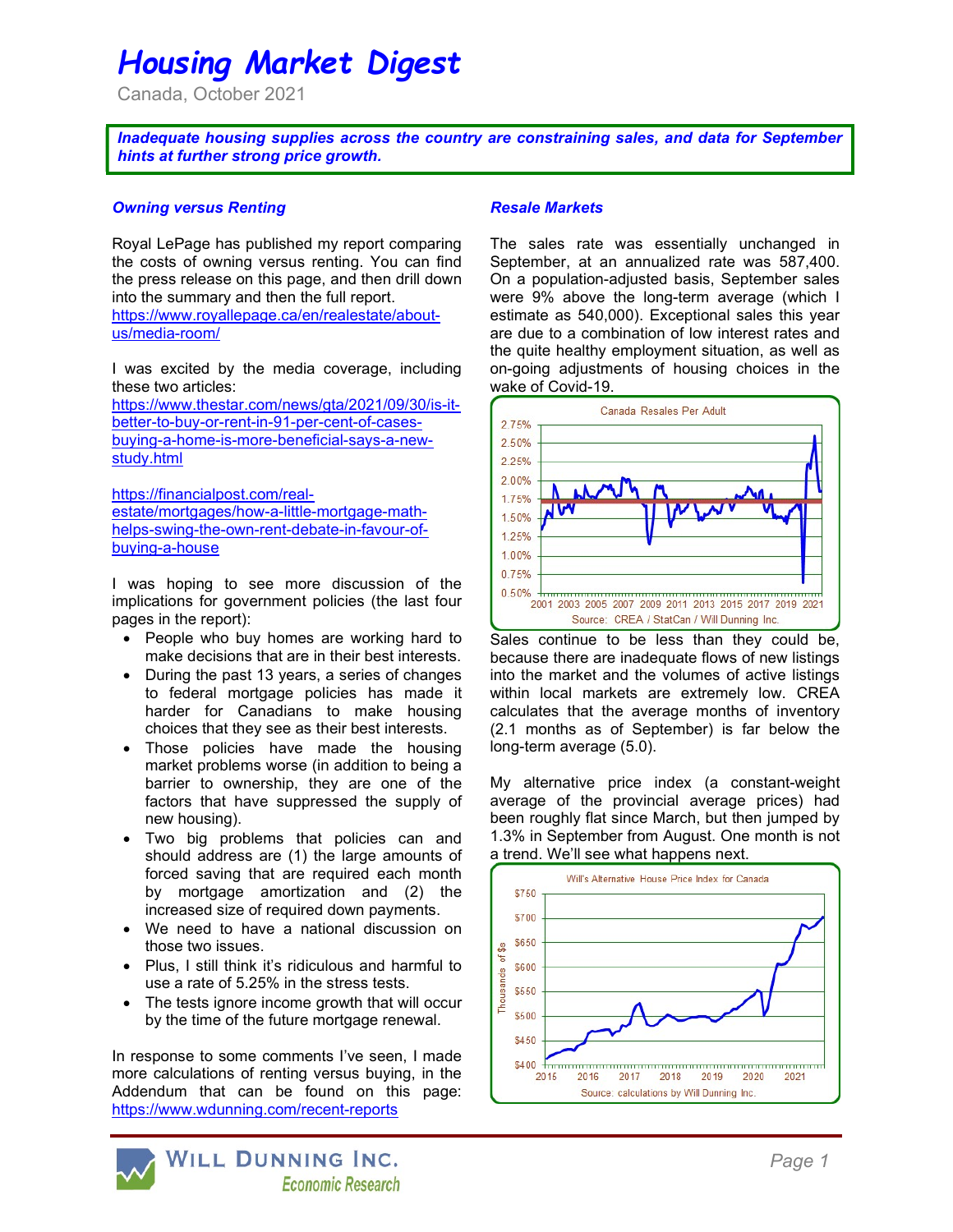# Housing Market Digest

Canada, October 2021

***Inadequate housing supplies across the country are constraining sales, and data for September hints at further strong price growth.***

### *Owning versus Renting*

Royal LePage has published my report comparing the costs of owning versus renting. You can find the press release on this page, and then drill down into the summary and then the full report.
https://www.royallepage.ca/en/realestate/about-us/media-room/

I was excited by the media coverage, including these two articles:
https://www.thestar.com/news/gta/2021/09/30/is-it-better-to-buy-or-rent-in-91-per-cent-of-cases-buying-a-home-is-more-beneficial-says-a-new-study.html

https://financialpost.com/real-estate/mortgages/how-a-little-mortgage-math-helps-swing-the-own-rent-debate-in-favour-of-buying-a-house

I was hoping to see more discussion of the implications for government policies (the last four pages in the report):

- People who buy homes are working hard to make decisions that are in their best interests.
- During the past 13 years, a series of changes to federal mortgage policies has made it harder for Canadians to make housing choices that they see as their best interests.
- Those policies have made the housing market problems worse (in addition to being a barrier to ownership, they are one of the factors that have suppressed the supply of new housing).
- Two big problems that policies can and should address are (1) the large amounts of forced saving that are required each month by mortgage amortization and (2) the increased size of required down payments.
- We need to have a national discussion on those two issues.
- Plus, I still think it's ridiculous and harmful to use a rate of 5.25% in the stress tests.
- The tests ignore income growth that will occur by the time of the future mortgage renewal.

In response to some comments I've seen, I made more calculations of renting versus buying, in the Addendum that can be found on this page: https://www.wdunning.com/recent-reports

### *Resale Markets*

The sales rate was essentially unchanged in September, at an annualized rate was 587,400. On a population-adjusted basis, September sales were 9% above the long-term average (which I estimate as 540,000). Exceptional sales this year are due to a combination of low interest rates and the quite healthy employment situation, as well as on-going adjustments of housing choices in the wake of Covid-19.

Canada Resales Per Adult

Source: CREA / StatCan / Will Dunning Inc.

Sales continue to be less than they could be, because there are inadequate flows of new listings into the market and the volumes of active listings within local markets are extremely low. CREA calculates that the average months of inventory (2.1 months as of September) is far below the long-term average (5.0).

My alternative price index (a constant-weight average of the provincial average prices) had been roughly flat since March, but then jumped by 1.3% in September from August. One month is not a trend. We'll see what happens next.

Will's Alternative House Price Index for Canada

Source: calculations by Will Dunning Inc.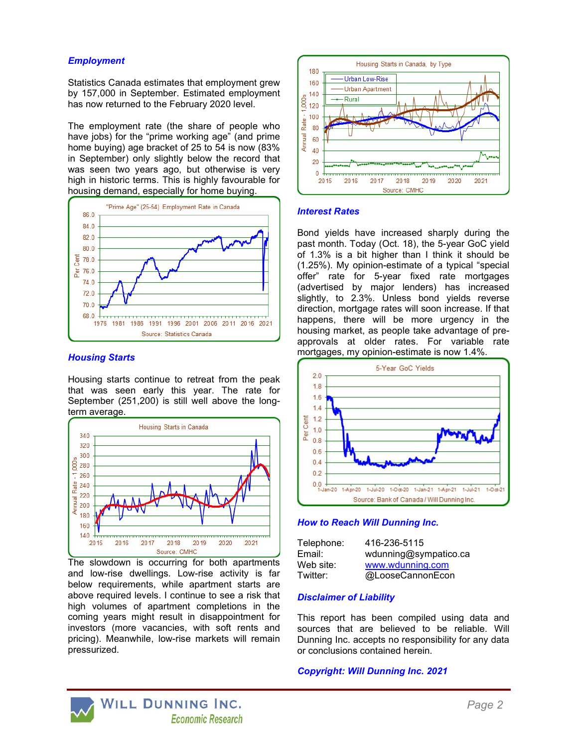### *Employment*

Statistics Canada estimates that employment grew by 157,000 in September. Estimated employment has now returned to the February 2020 level.

The employment rate (the share of people who have jobs) for the "prime working age" (and prime home buying) age bracket of 25 to 54 is now (83% in September) only slightly below the record that was seen two years ago, but otherwise is very high in historic terms. This is highly favourable for housing demand, especially for home buying.

"Prime Age" (25-54) Employment Rate in Canada

Per Cent

86.0
84.0
82.0
80.0
78.0
76.0
74.0
72.0
70.0
68.0

1976 1981 1986 1991 1996 2001 2006 2011 2016 2021

Source: Statistics Canada

### *Housing Starts*

Housing starts continue to retreat from the peak that was seen early this year. The rate for September (251,200) is still well above the long-term average.

Housing Starts in Canada

Annual Rate - 1,000s

340
320
300
280
260
240
220
200
180
160
140

2015 2016 2017 2018 2019 2020 2021

Source: CMHC

The slowdown is occurring for both apartments and low-rise dwellings. Low-rise activity is far below requirements, while apartment starts are above required levels. I continue to see a risk that high volumes of apartment completions in the coming years might result in disappointment for investors (more vacancies, with soft rents and pricing). Meanwhile, low-rise markets will remain pressurized.

Housing Starts in Canada, by Type

Urban Low-Rise
Urban Apartment
Rural

Annual Rate - 1,000s

180
160
140
120
100
80
60
40
20
0

2015 2016 2017 2018 2019 2020 2021

Source: CMHC

### *Interest Rates*

Bond yields have increased sharply during the past month. Today (Oct. 18), the 5-year GoC yield of 1.3% is a bit higher than I think it should be (1.25%). My opinion-estimate of a typical "special offer" rate for 5-year fixed rate mortgages (advertised by major lenders) has increased slightly, to 2.3%. Unless bond yields reverse direction, mortgage rates will soon increase. If that happens, there will be more urgency in the housing market, as people take advantage of pre-approvals at older rates. For variable rate mortgages, my opinion-estimate is now 1.4%.

5-Year GoC Yields

Per Cent

2.0
1.8
1.6
1.4
1.2
1.0
0.8
0.6
0.4
0.2
0.0

1-Jan-20 1-Apr-20 1-Jul-20 1-Oct-20 1-Jan-21 1-Apr-21 1-Jul-21 1-Oct-21

Source: Bank of Canada / Will Dunning Inc.

### *How to Reach Will Dunning Inc.*

Telephone: 416-236-5115
Email: wdunning@sympatico.ca
Web site: www.wdunning.com
Twitter: @LooseCannonEcon

### *Disclaimer of Liability*

This report has been compiled using data and sources that are believed to be reliable. Will Dunning Inc. accepts no responsibility for any data or conclusions contained herein.

***Copyright: Will Dunning Inc. 2021***